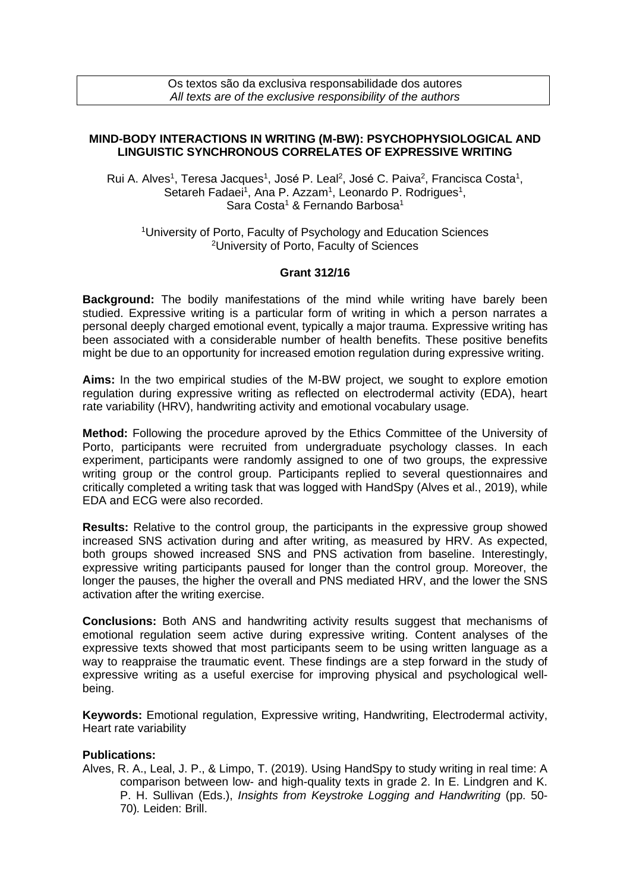Os textos são da exclusiva responsabilidade dos autores
*All texts are of the exclusive responsibility of the authors*

# MIND-BODY INTERACTIONS IN WRITING (M-BW): PSYCHOPHYSIOLOGICAL AND LINGUISTIC SYNCHRONOUS CORRELATES OF EXPRESSIVE WRITING

Rui A. Alves[1], Teresa Jacques[1], José P. Leal[2], José C. Paiva[2], Francisca Costa[1], Setareh Fadaei[1], Ana P. Azzam[1], Leonardo P. Rodrigues[1], Sara Costa[1] & Fernando Barbosa[1]

[1]University of Porto, Faculty of Psychology and Education Sciences
[2]University of Porto, Faculty of Sciences

**Grant 312/16**

**Background:** The bodily manifestations of the mind while writing have barely been studied. Expressive writing is a particular form of writing in which a person narrates a personal deeply charged emotional event, typically a major trauma. Expressive writing has been associated with a considerable number of health benefits. These positive benefits might be due to an opportunity for increased emotion regulation during expressive writing.

**Aims:** In the two empirical studies of the M-BW project, we sought to explore emotion regulation during expressive writing as reflected on electrodermal activity (EDA), heart rate variability (HRV), handwriting activity and emotional vocabulary usage.

**Method:** Following the procedure aproved by the Ethics Committee of the University of Porto, participants were recruited from undergraduate psychology classes. In each experiment, participants were randomly assigned to one of two groups, the expressive writing group or the control group. Participants replied to several questionnaires and critically completed a writing task that was logged with HandSpy (Alves et al., 2019), while EDA and ECG were also recorded.

**Results:** Relative to the control group, the participants in the expressive group showed increased SNS activation during and after writing, as measured by HRV. As expected, both groups showed increased SNS and PNS activation from baseline. Interestingly, expressive writing participants paused for longer than the control group. Moreover, the longer the pauses, the higher the overall and PNS mediated HRV, and the lower the SNS activation after the writing exercise.

**Conclusions:** Both ANS and handwriting activity results suggest that mechanisms of emotional regulation seem active during expressive writing. Content analyses of the expressive texts showed that most participants seem to be using written language as a way to reappraise the traumatic event. These findings are a step forward in the study of expressive writing as a useful exercise for improving physical and psychological well-being.

**Keywords:** Emotional regulation, Expressive writing, Handwriting, Electrodermal activity, Heart rate variability

**Publications:**

Alves, R. A., Leal, J. P., & Limpo, T. (2019). Using HandSpy to study writing in real time: A comparison between low- and high-quality texts in grade 2. In E. Lindgren and K. P. H. Sullivan (Eds.), *Insights from Keystroke Logging and Handwriting* (pp. 50-70). Leiden: Brill.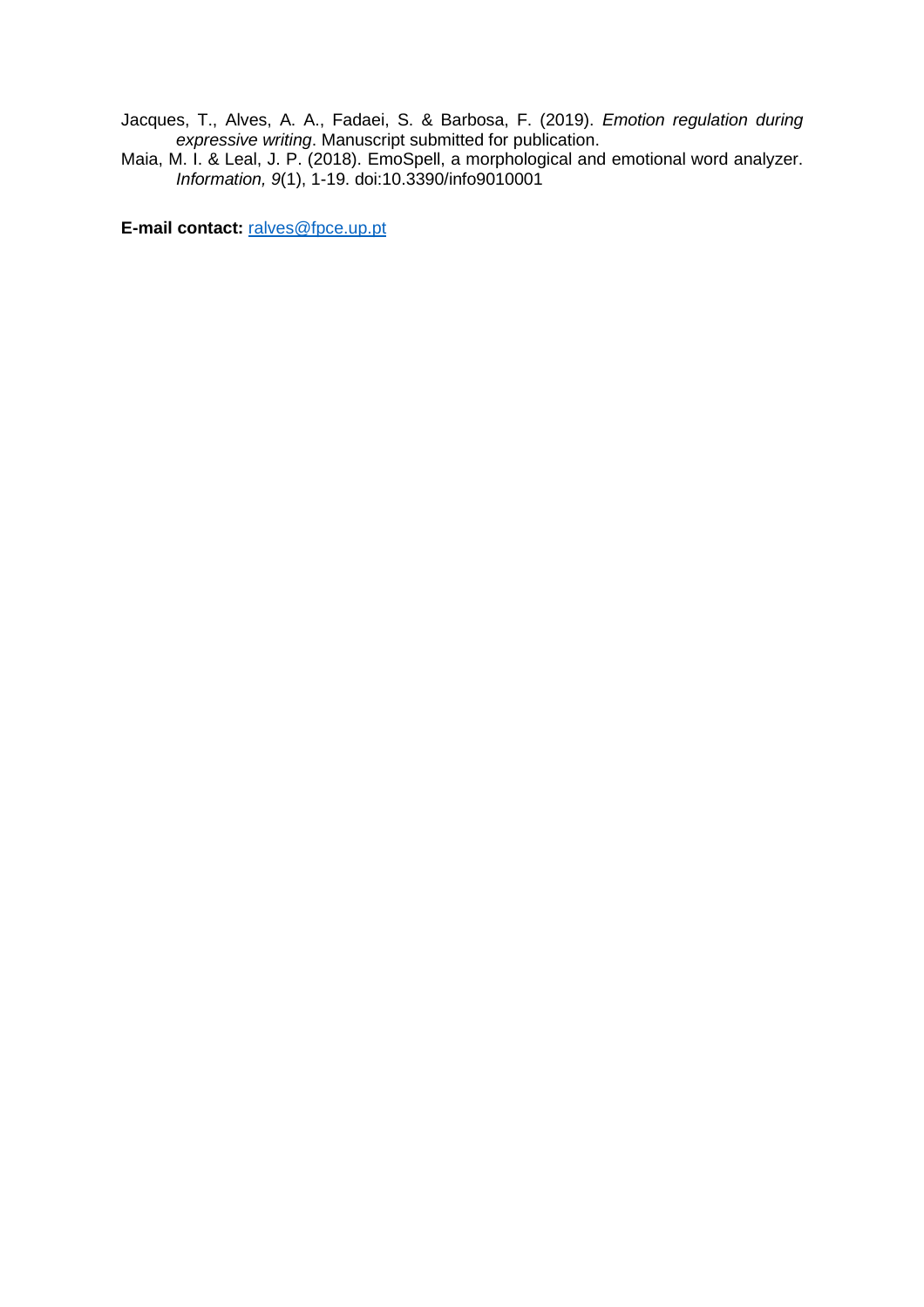Jacques, T., Alves, A. A., Fadaei, S. & Barbosa, F. (2019). *Emotion regulation during expressive writing*. Manuscript submitted for publication.

Maia, M. I. & Leal, J. P. (2018). EmoSpell, a morphological and emotional word analyzer. *Information, 9*(1), 1-19. doi:10.3390/info9010001

**E-mail contact:** ralves@fpce.up.pt